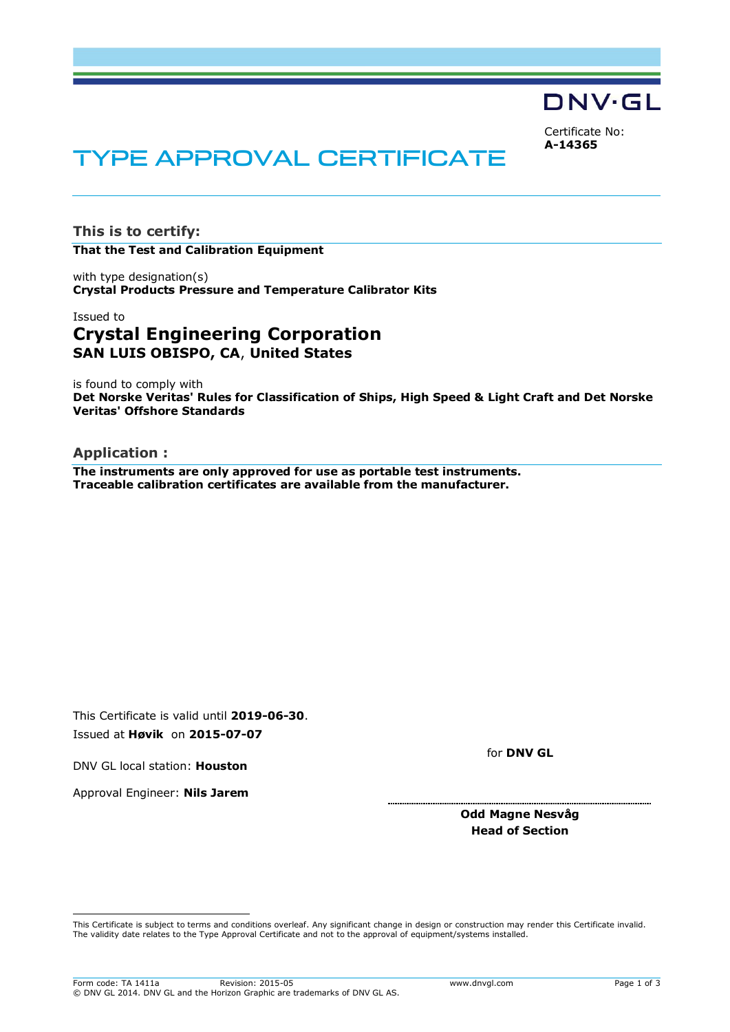DNV·GL

Certificate No:
**A-14365**

# TYPE APPROVAL CERTIFICATE

## This is to certify:

**That the Test and Calibration Equipment**

with type designation(s)
**Crystal Products Pressure and Temperature Calibrator Kits**

Issued to
## Crystal Engineering Corporation
**SAN LUIS OBISPO, CA, United States**

is found to comply with
**Det Norske Veritas' Rules for Classification of Ships, High Speed & Light Craft and Det Norske Veritas' Offshore Standards**

## Application :

**The instruments are only approved for use as portable test instruments.**
**Traceable calibration certificates are available from the manufacturer.**

This Certificate is valid until **2019-06-30**.
Issued at **Høvik** on **2015-07-07**

DNV GL local station: **Houston**

Approval Engineer: **Nils Jarem**

for **DNV GL**

**Odd Magne Nesvåg**
**Head of Section**

This Certificate is subject to terms and conditions overleaf. Any significant change in design or construction may render this Certificate invalid. The validity date relates to the Type Approval Certificate and not to the approval of equipment/systems installed.

Form code: TA 1411a Revision: 2015-05 www.dnvgl.com
© DNV GL 2014. DNV GL and the Horizon Graphic are trademarks of DNV GL AS.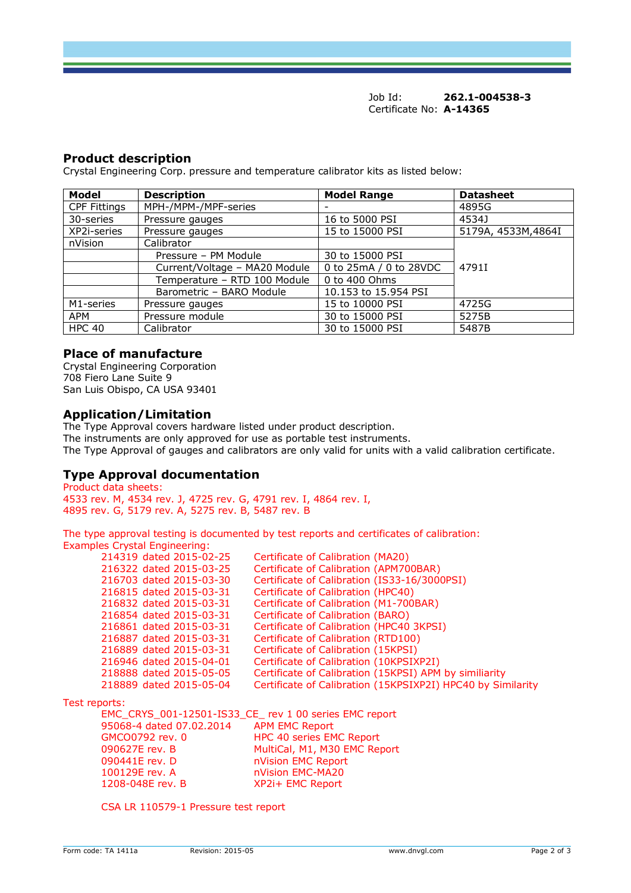Job Id: **262.1-004538-3**
Certificate No: **A-14365**

## Product description

Crystal Engineering Corp. pressure and temperature calibrator kits as listed below:

| Model | Description | Model Range | Datasheet |
|---|---|---|---|
| CPF Fittings | MPH-/MPM-/MPF-series | - | 4895G |
| 30-series | Pressure gauges | 16 to 5000 PSI | 4534J |
| XP2i-series | Pressure gauges | 15 to 15000 PSI | 5179A, 4533M,4864I |
| nVision | Calibrator | | 4791I |
| | Pressure – PM Module | 30 to 15000 PSI | |
| | Current/Voltage – MA20 Module | 0 to 25mA / 0 to 28VDC | |
| | Temperature – RTD 100 Module | 0 to 400 Ohms | |
| | Barometric – BARO Module | 10.153 to 15.954 PSI | |
| M1-series | Pressure gauges | 15 to 10000 PSI | 4725G |
| APM | Pressure module | 30 to 15000 PSI | 5275B |
| HPC 40 | Calibrator | 30 to 15000 PSI | 5487B |

## Place of manufacture

Crystal Engineering Corporation
708 Fiero Lane Suite 9
San Luis Obispo, CA USA 93401

## Application/Limitation

The Type Approval covers hardware listed under product description.
The instruments are only approved for use as portable test instruments.
The Type Approval of gauges and calibrators are only valid for units with a valid calibration certificate.

## Type Approval documentation

Product data sheets:
4533 rev. M, 4534 rev. J, 4725 rev. G, 4791 rev. I, 4864 rev. I,
4895 rev. G, 5179 rev. A, 5275 rev. B, 5487 rev. B

The type approval testing is documented by test reports and certificates of calibration:
Examples Crystal Engineering:

| | |
|---|---|
| 214319 dated 2015-02-25 | Certificate of Calibration (MA20) |
| 216322 dated 2015-03-25 | Certificate of Calibration (APM700BAR) |
| 216703 dated 2015-03-30 | Certificate of Calibration (IS33-16/3000PSI) |
| 216815 dated 2015-03-31 | Certificate of Calibration (HPC40) |
| 216832 dated 2015-03-31 | Certificate of Calibration (M1-700BAR) |
| 216854 dated 2015-03-31 | Certificate of Calibration (BARO) |
| 216861 dated 2015-03-31 | Certificate of Calibration (HPC40 3KPSI) |
| 216887 dated 2015-03-31 | Certificate of Calibration (RTD100) |
| 216889 dated 2015-03-31 | Certificate of Calibration (15KPSI) |
| 216946 dated 2015-04-01 | Certificate of Calibration (10KPSIXP2I) |
| 218888 dated 2015-05-05 | Certificate of Calibration (15KPSI) APM by similiarity |
| 218889 dated 2015-05-04 | Certificate of Calibration (15KPSIXP2I) HPC40 by Similarity |

Test reports:

EMC_CRYS_001-12501-IS33_CE_ rev 1 00 series EMC report

| | |
|---|---|
| 95068-4 dated 07.02.2014 | APM EMC Report |
| GMCO0792 rev. 0 | HPC 40 series EMC Report |
| 090627E rev. B | MultiCal, M1, M30 EMC Report |
| 090441E rev. D | nVision EMC Report |
| 100129E rev. A | nVision EMC-MA20 |
| 1208-048E rev. B | XP2i+ EMC Report |

CSA LR 110579-1 Pressure test report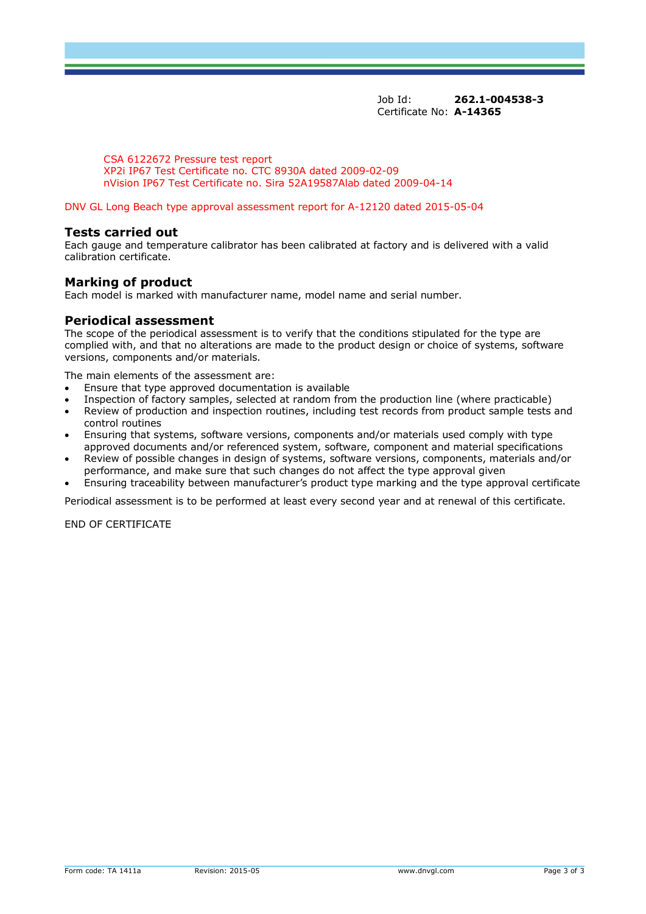Job Id: **262.1-004538-3**
Certificate No: **A-14365**

CSA 6122672 Pressure test report
XP2i IP67 Test Certificate no. CTC 8930A dated 2009-02-09
nVision IP67 Test Certificate no. Sira 52A19587Alab dated 2009-04-14

DNV GL Long Beach type approval assessment report for A-12120 dated 2015-05-04

## Tests carried out

Each gauge and temperature calibrator has been calibrated at factory and is delivered with a valid calibration certificate.

## Marking of product

Each model is marked with manufacturer name, model name and serial number.

## Periodical assessment

The scope of the periodical assessment is to verify that the conditions stipulated for the type are complied with, and that no alterations are made to the product design or choice of systems, software versions, components and/or materials.

The main elements of the assessment are:

- Ensure that type approved documentation is available
- Inspection of factory samples, selected at random from the production line (where practicable)
- Review of production and inspection routines, including test records from product sample tests and control routines
- Ensuring that systems, software versions, components and/or materials used comply with type approved documents and/or referenced system, software, component and material specifications
- Review of possible changes in design of systems, software versions, components, materials and/or performance, and make sure that such changes do not affect the type approval given
- Ensuring traceability between manufacturer's product type marking and the type approval certificate

Periodical assessment is to be performed at least every second year and at renewal of this certificate.

END OF CERTIFICATE